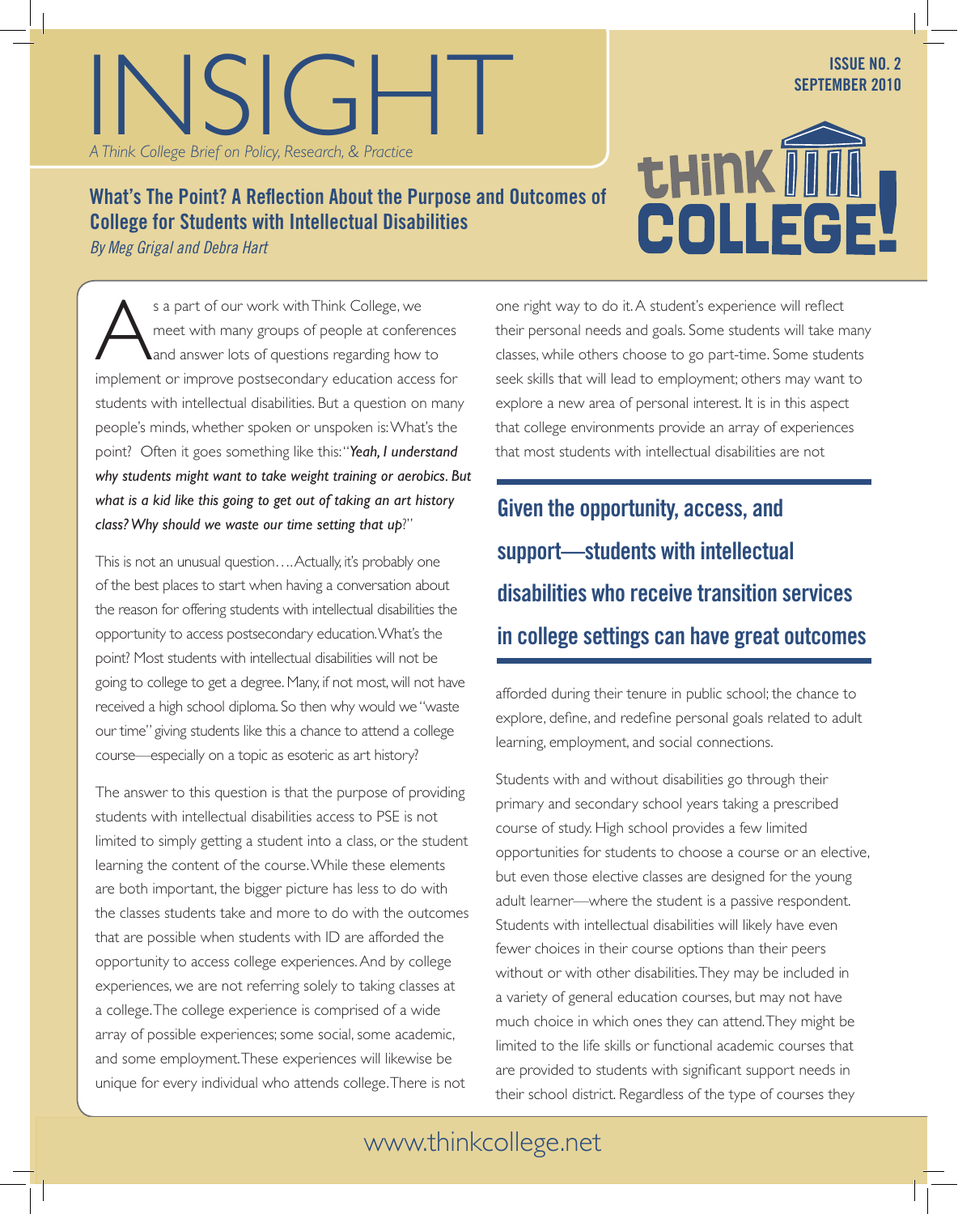# INSIGHT

*A Think College Brief on Policy, Research, & Practice*

ISSUE NO. 2
SEPTEMBER 2010

## What's The Point? A Reflection About the Purpose and Outcomes of College for Students with Intellectual Disabilities

*By Meg Grigal and Debra Hart*

As a part of our work with Think College, we meet with many groups of people at conferences and answer lots of questions regarding how to implement or improve postsecondary education access for students with intellectual disabilities. But a question on many people's minds, whether spoken or unspoken is: What's the point? Often it goes something like this: "***Yeah, I understand why students might want to take weight training or aerobics. But what is a kid like this going to get out of taking an art history class? Why should we waste our time setting that up***?"

This is not an unusual question….Actually, it's probably one of the best places to start when having a conversation about the reason for offering students with intellectual disabilities the opportunity to access postsecondary education. What's the point? Most students with intellectual disabilities will not be going to college to get a degree. Many, if not most, will not have received a high school diploma. So then why would we "waste our time" giving students like this a chance to attend a college course—especially on a topic as esoteric as art history?

The answer to this question is that the purpose of providing students with intellectual disabilities access to PSE is not limited to simply getting a student into a class, or the student learning the content of the course. While these elements are both important, the bigger picture has less to do with the classes students take and more to do with the outcomes that are possible when students with ID are afforded the opportunity to access college experiences. And by college experiences, we are not referring solely to taking classes at a college. The college experience is comprised of a wide array of possible experiences; some social, some academic, and some employment. These experiences will likewise be unique for every individual who attends college. There is not one right way to do it. A student's experience will reflect their personal needs and goals. Some students will take many classes, while others choose to go part-time. Some students seek skills that will lead to employment; others may want to explore a new area of personal interest. It is in this aspect that college environments provide an array of experiences that most students with intellectual disabilities are not afforded during their tenure in public school; the chance to explore, define, and redefine personal goals related to adult learning, employment, and social connections.

> **Given the opportunity, access, and support—students with intellectual disabilities who receive transition services in college settings can have great outcomes**

Students with and without disabilities go through their primary and secondary school years taking a prescribed course of study. High school provides a few limited opportunities for students to choose a course or an elective, but even those elective classes are designed for the young adult learner—where the student is a passive respondent. Students with intellectual disabilities will likely have even fewer choices in their course options than their peers without or with other disabilities. They may be included in a variety of general education courses, but may not have much choice in which ones they can attend. They might be limited to the life skills or functional academic courses that are provided to students with significant support needs in their school district. Regardless of the type of courses they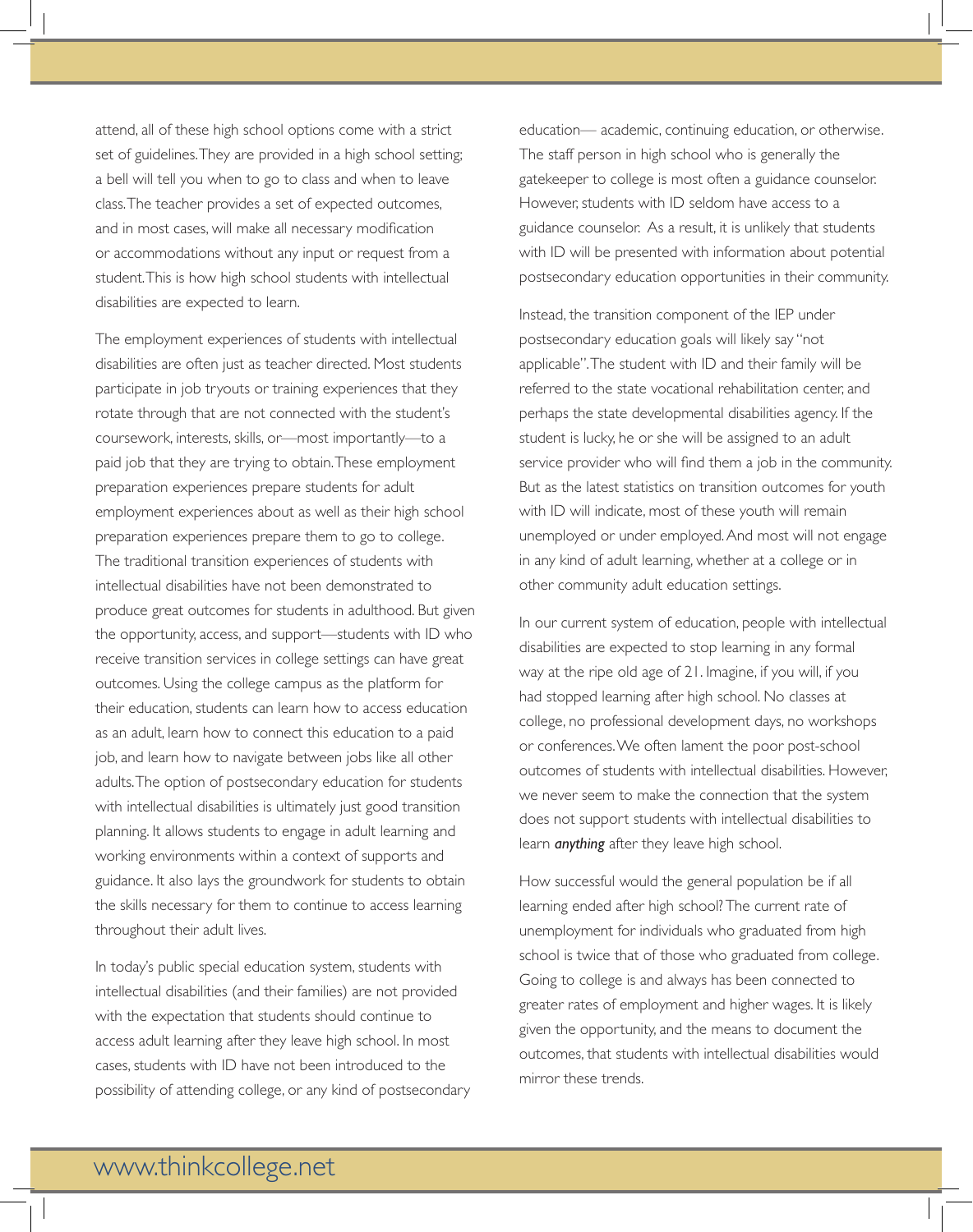attend, all of these high school options come with a strict set of guidelines. They are provided in a high school setting; a bell will tell you when to go to class and when to leave class. The teacher provides a set of expected outcomes, and in most cases, will make all necessary modification or accommodations without any input or request from a student. This is how high school students with intellectual disabilities are expected to learn.

The employment experiences of students with intellectual disabilities are often just as teacher directed. Most students participate in job tryouts or training experiences that they rotate through that are not connected with the student's coursework, interests, skills, or—most importantly—to a paid job that they are trying to obtain. These employment preparation experiences prepare students for adult employment experiences about as well as their high school preparation experiences prepare them to go to college. The traditional transition experiences of students with intellectual disabilities have not been demonstrated to produce great outcomes for students in adulthood. But given the opportunity, access, and support—students with ID who receive transition services in college settings can have great outcomes. Using the college campus as the platform for their education, students can learn how to access education as an adult, learn how to connect this education to a paid job, and learn how to navigate between jobs like all other adults. The option of postsecondary education for students with intellectual disabilities is ultimately just good transition planning. It allows students to engage in adult learning and working environments within a context of supports and guidance. It also lays the groundwork for students to obtain the skills necessary for them to continue to access learning throughout their adult lives.

In today's public special education system, students with intellectual disabilities (and their families) are not provided with the expectation that students should continue to access adult learning after they leave high school. In most cases, students with ID have not been introduced to the possibility of attending college, or any kind of postsecondary education— academic, continuing education, or otherwise. The staff person in high school who is generally the gatekeeper to college is most often a guidance counselor. However, students with ID seldom have access to a guidance counselor. As a result, it is unlikely that students with ID will be presented with information about potential postsecondary education opportunities in their community.

Instead, the transition component of the IEP under postsecondary education goals will likely say "not applicable". The student with ID and their family will be referred to the state vocational rehabilitation center, and perhaps the state developmental disabilities agency. If the student is lucky, he or she will be assigned to an adult service provider who will find them a job in the community. But as the latest statistics on transition outcomes for youth with ID will indicate, most of these youth will remain unemployed or under employed. And most will not engage in any kind of adult learning, whether at a college or in other community adult education settings.

In our current system of education, people with intellectual disabilities are expected to stop learning in any formal way at the ripe old age of 21. Imagine, if you will, if you had stopped learning after high school. No classes at college, no professional development days, no workshops or conferences. We often lament the poor post-school outcomes of students with intellectual disabilities. However, we never seem to make the connection that the system does not support students with intellectual disabilities to learn ***anything*** after they leave high school.

How successful would the general population be if all learning ended after high school? The current rate of unemployment for individuals who graduated from high school is twice that of those who graduated from college. Going to college is and always has been connected to greater rates of employment and higher wages. It is likely given the opportunity, and the means to document the outcomes, that students with intellectual disabilities would mirror these trends.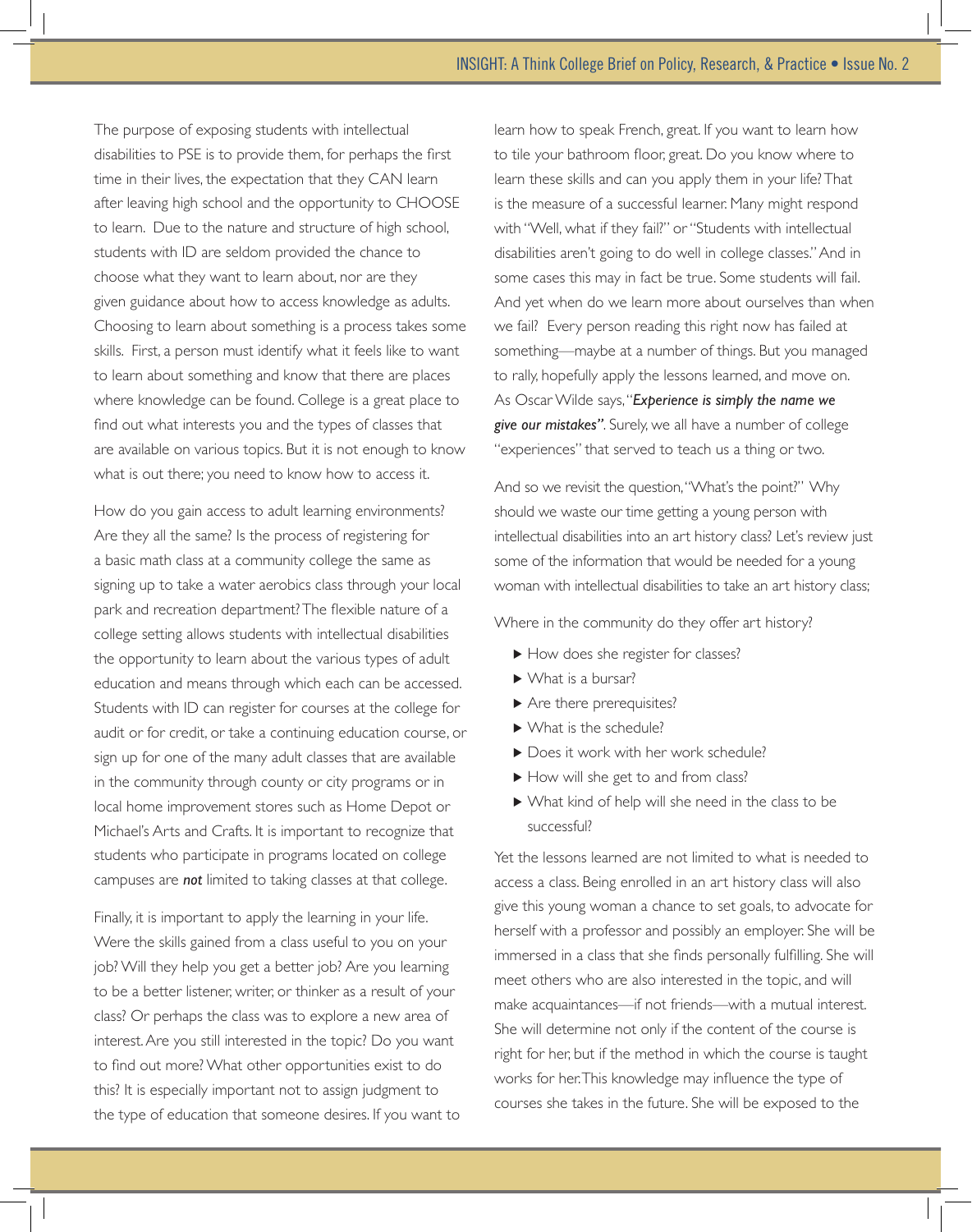The purpose of exposing students with intellectual disabilities to PSE is to provide them, for perhaps the first time in their lives, the expectation that they CAN learn after leaving high school and the opportunity to CHOOSE to learn. Due to the nature and structure of high school, students with ID are seldom provided the chance to choose what they want to learn about, nor are they given guidance about how to access knowledge as adults. Choosing to learn about something is a process takes some skills. First, a person must identify what it feels like to want to learn about something and know that there are places where knowledge can be found. College is a great place to find out what interests you and the types of classes that are available on various topics. But it is not enough to know what is out there; you need to know how to access it.

How do you gain access to adult learning environments? Are they all the same? Is the process of registering for a basic math class at a community college the same as signing up to take a water aerobics class through your local park and recreation department? The flexible nature of a college setting allows students with intellectual disabilities the opportunity to learn about the various types of adult education and means through which each can be accessed. Students with ID can register for courses at the college for audit or for credit, or take a continuing education course, or sign up for one of the many adult classes that are available in the community through county or city programs or in local home improvement stores such as Home Depot or Michael's Arts and Crafts. It is important to recognize that students who participate in programs located on college campuses are ***not*** limited to taking classes at that college.

Finally, it is important to apply the learning in your life. Were the skills gained from a class useful to you on your job? Will they help you get a better job? Are you learning to be a better listener, writer, or thinker as a result of your class? Or perhaps the class was to explore a new area of interest. Are you still interested in the topic? Do you want to find out more? What other opportunities exist to do this? It is especially important not to assign judgment to the type of education that someone desires. If you want to learn how to speak French, great. If you want to learn how to tile your bathroom floor, great. Do you know where to learn these skills and can you apply them in your life? That is the measure of a successful learner. Many might respond with "Well, what if they fail?" or "Students with intellectual disabilities aren't going to do well in college classes." And in some cases this may in fact be true. Some students will fail. And yet when do we learn more about ourselves than when we fail? Every person reading this right now has failed at something—maybe at a number of things. But you managed to rally, hopefully apply the lessons learned, and move on. As Oscar Wilde says, "***Experience is simply the name we give our mistakes"***. Surely, we all have a number of college "experiences" that served to teach us a thing or two.

And so we revisit the question, "What's the point?" Why should we waste our time getting a young person with intellectual disabilities into an art history class? Let's review just some of the information that would be needed for a young woman with intellectual disabilities to take an art history class;

Where in the community do they offer art history?

- How does she register for classes?
- What is a bursar?
- Are there prerequisites?
- What is the schedule?
- Does it work with her work schedule?
- How will she get to and from class?
- What kind of help will she need in the class to be successful?

Yet the lessons learned are not limited to what is needed to access a class. Being enrolled in an art history class will also give this young woman a chance to set goals, to advocate for herself with a professor and possibly an employer. She will be immersed in a class that she finds personally fulfilling. She will meet others who are also interested in the topic, and will make acquaintances—if not friends—with a mutual interest. She will determine not only if the content of the course is right for her, but if the method in which the course is taught works for her. This knowledge may influence the type of courses she takes in the future. She will be exposed to the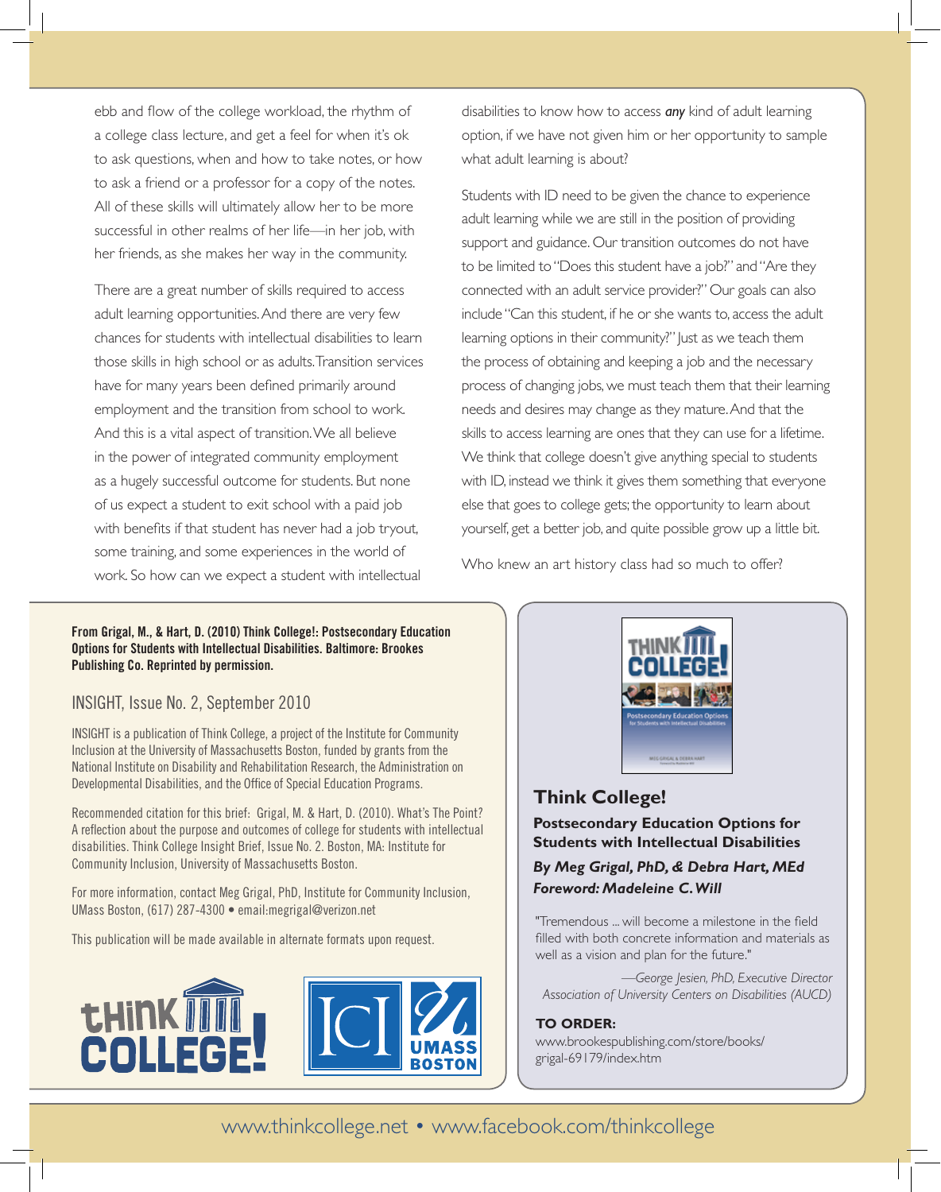ebb and flow of the college workload, the rhythm of a college class lecture, and get a feel for when it's ok to ask questions, when and how to take notes, or how to ask a friend or a professor for a copy of the notes. All of these skills will ultimately allow her to be more successful in other realms of her life—in her job, with her friends, as she makes her way in the community.

There are a great number of skills required to access adult learning opportunities. And there are very few chances for students with intellectual disabilities to learn those skills in high school or as adults. Transition services have for many years been defined primarily around employment and the transition from school to work. And this is a vital aspect of transition. We all believe in the power of integrated community employment as a hugely successful outcome for students. But none of us expect a student to exit school with a paid job with benefits if that student has never had a job tryout, some training, and some experiences in the world of work. So how can we expect a student with intellectual disabilities to know how to access ***any*** kind of adult learning option, if we have not given him or her opportunity to sample what adult learning is about?

Students with ID need to be given the chance to experience adult learning while we are still in the position of providing support and guidance. Our transition outcomes do not have to be limited to "Does this student have a job?" and "Are they connected with an adult service provider?" Our goals can also include "Can this student, if he or she wants to, access the adult learning options in their community?" Just as we teach them the process of obtaining and keeping a job and the necessary process of changing jobs, we must teach them that their learning needs and desires may change as they mature. And that the skills to access learning are ones that they can use for a lifetime. We think that college doesn't give anything special to students with ID, instead we think it gives them something that everyone else that goes to college gets; the opportunity to learn about yourself, get a better job, and quite possible grow up a little bit.

Who knew an art history class had so much to offer?

**From Grigal, M., & Hart, D. (2010) Think College!: Postsecondary Education Options for Students with Intellectual Disabilities. Baltimore: Brookes Publishing Co. Reprinted by permission.**

INSIGHT, Issue No. 2, September 2010

INSIGHT is a publication of Think College, a project of the Institute for Community Inclusion at the University of Massachusetts Boston, funded by grants from the National Institute on Disability and Rehabilitation Research, the Administration on Developmental Disabilities, and the Office of Special Education Programs.

Recommended citation for this brief: Grigal, M. & Hart, D. (2010). What's The Point? A reflection about the purpose and outcomes of college for students with intellectual disabilities. Think College Insight Brief, Issue No. 2. Boston, MA: Institute for Community Inclusion, University of Massachusetts Boston.

For more information, contact Meg Grigal, PhD, Institute for Community Inclusion, UMass Boston, (617) 287-4300 • email:megrigal@verizon.net

This publication will be made available in alternate formats upon request.

THINK COLLEGE!

ICI UMASS BOSTON

## Think College!

**Postsecondary Education Options for Students with Intellectual Disabilities**

***By Meg Grigal, PhD, & Debra Hart, MEd***

***Foreword: Madeleine C. Will***

"Tremendous ... will become a milestone in the field filled with both concrete information and materials as well as a vision and plan for the future."

*—George Jesien, PhD, Executive Director Association of University Centers on Disabilities (AUCD)*

**TO ORDER:**
www.brookespublishing.com/store/books/grigal-69179/index.htm

www.thinkcollege.net • www.facebook.com/thinkcollege